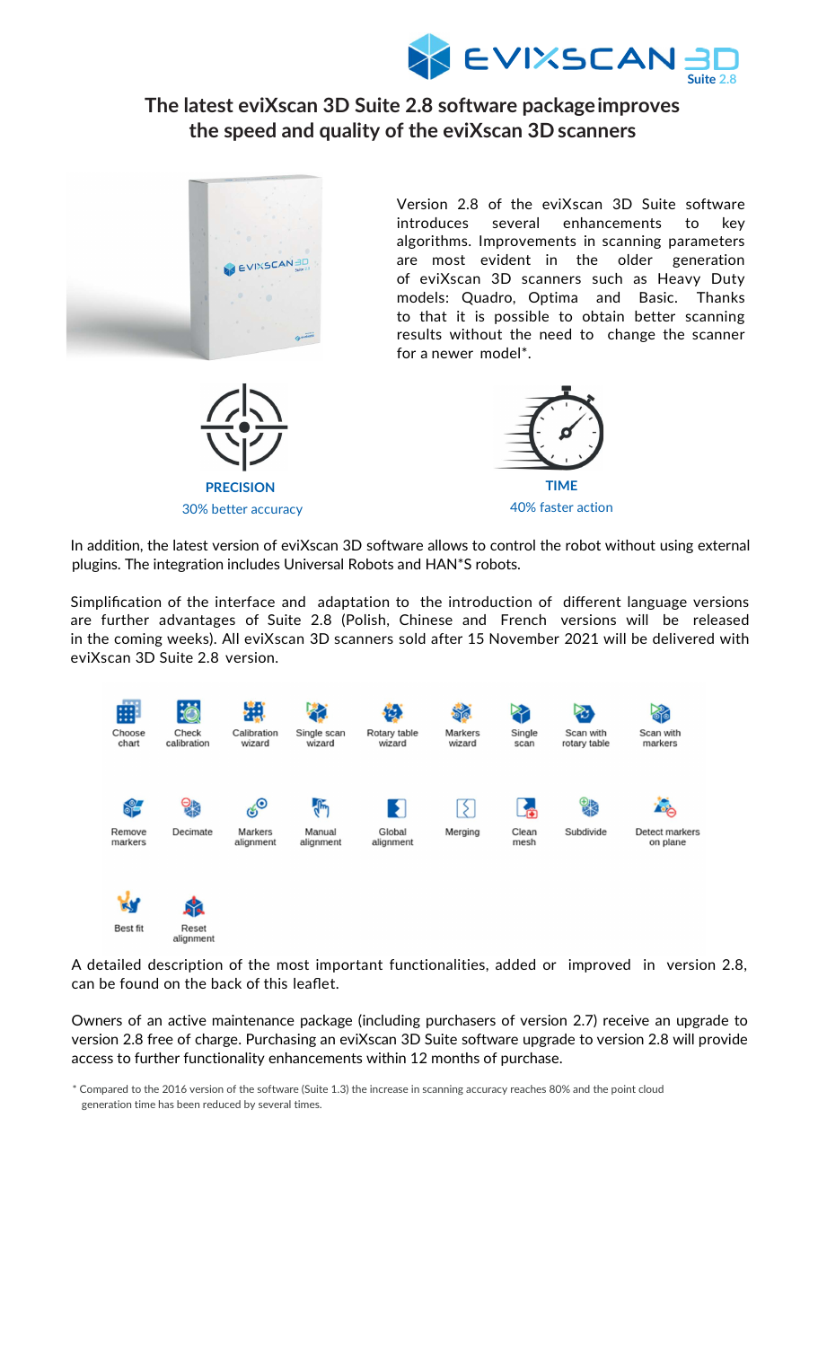# The latest eviXscan 3D Suite 2.8 software package improves the speed and quality of the eviXscan 3D scanners

Version 2.8 of the eviXscan 3D Suite software introduces several enhancements to key algorithms. Improvements in scanning parameters are most evident in the older generation of eviXscan 3D scanners such as Heavy Duty models: Quadro, Optima and Basic. Thanks to that it is possible to obtain better scanning results without the need to change the scanner for a newer model*.

**PRECISION**
30% better accuracy

**TIME**
40% faster action

In addition, the latest version of eviXscan 3D software allows to control the robot without using external plugins. The integration includes Universal Robots and HAN*S robots.

Simplification of the interface and adaptation to the introduction of different language versions are further advantages of Suite 2.8 (Polish, Chinese and French versions will be released in the coming weeks). All eviXscan 3D scanners sold after 15 November 2021 will be delivered with eviXscan 3D Suite 2.8 version.

Choose chart
Check calibration
Calibration wizard
Single scan wizard
Rotary table wizard
Markers wizard
Single scan
Scan with rotary table
Scan with markers
Remove markers
Decimate
Markers alignment
Manual alignment
Global alignment
Merging
Clean mesh
Subdivide
Detect markers on plane
Best fit
Reset alignment

A detailed description of the most important functionalities, added or improved in version 2.8, can be found on the back of this leaflet.

Owners of an active maintenance package (including purchasers of version 2.7) receive an upgrade to version 2.8 free of charge. Purchasing an eviXscan 3D Suite software upgrade to version 2.8 will provide access to further functionality enhancements within 12 months of purchase.

* Compared to the 2016 version of the software (Suite 1.3) the increase in scanning accuracy reaches 80% and the point cloud generation time has been reduced by several times.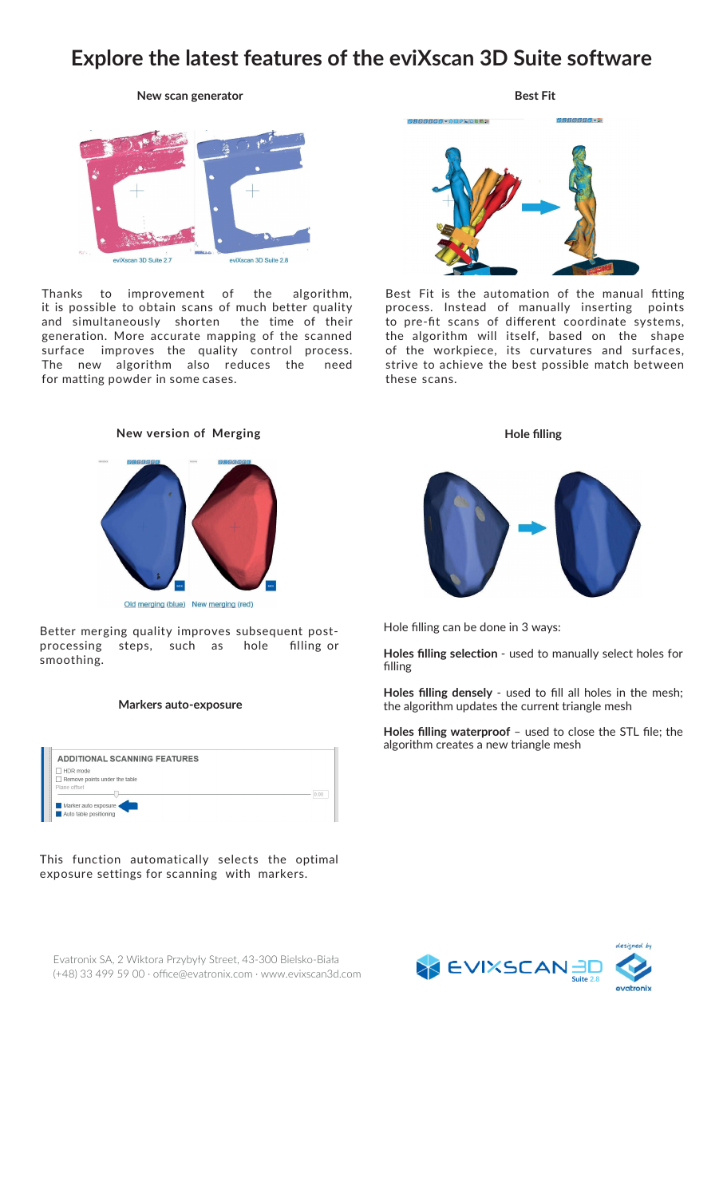# Explore the latest features of the eviXscan 3D Suite software

## New scan generator

eviXscan 3D Suite 2.7 eviXscan 3D Suite 2.8

Thanks to improvement of the algorithm, it is possible to obtain scans of much better quality and simultaneously shorten the time of their generation. More accurate mapping of the scanned surface improves the quality control process. The new algorithm also reduces the need for matting powder in some cases.

## Best Fit

Best Fit is the automation of the manual fitting process. Instead of manually inserting points to pre-fit scans of different coordinate systems, the algorithm will itself, based on the shape of the workpiece, its curvatures and surfaces, strive to achieve the best possible match between these scans.

## New version of Merging

Old merging (blue) New merging (red)

Better merging quality improves subsequent post-processing steps, such as hole filling or smoothing.

## Hole filling

Hole filling can be done in 3 ways:

**Holes filling selection** - used to manually select holes for filling

**Holes filling densely** - used to fill all holes in the mesh; the algorithm updates the current triangle mesh

**Holes filling waterproof** – used to close the STL file; the algorithm creates a new triangle mesh

## Markers auto-exposure

ADDITIONAL SCANNING FEATURES
HDR mode
Remove points under the table
Plane offset
Marker auto exposure
Auto table positioning

This function automatically selects the optimal exposure settings for scanning with markers.

Evatronix SA, 2 Wiktora Przybyły Street, 43-300 Bielsko-Biała
(+48) 33 499 59 00 · office@evatronix.com · www.evixscan3d.com